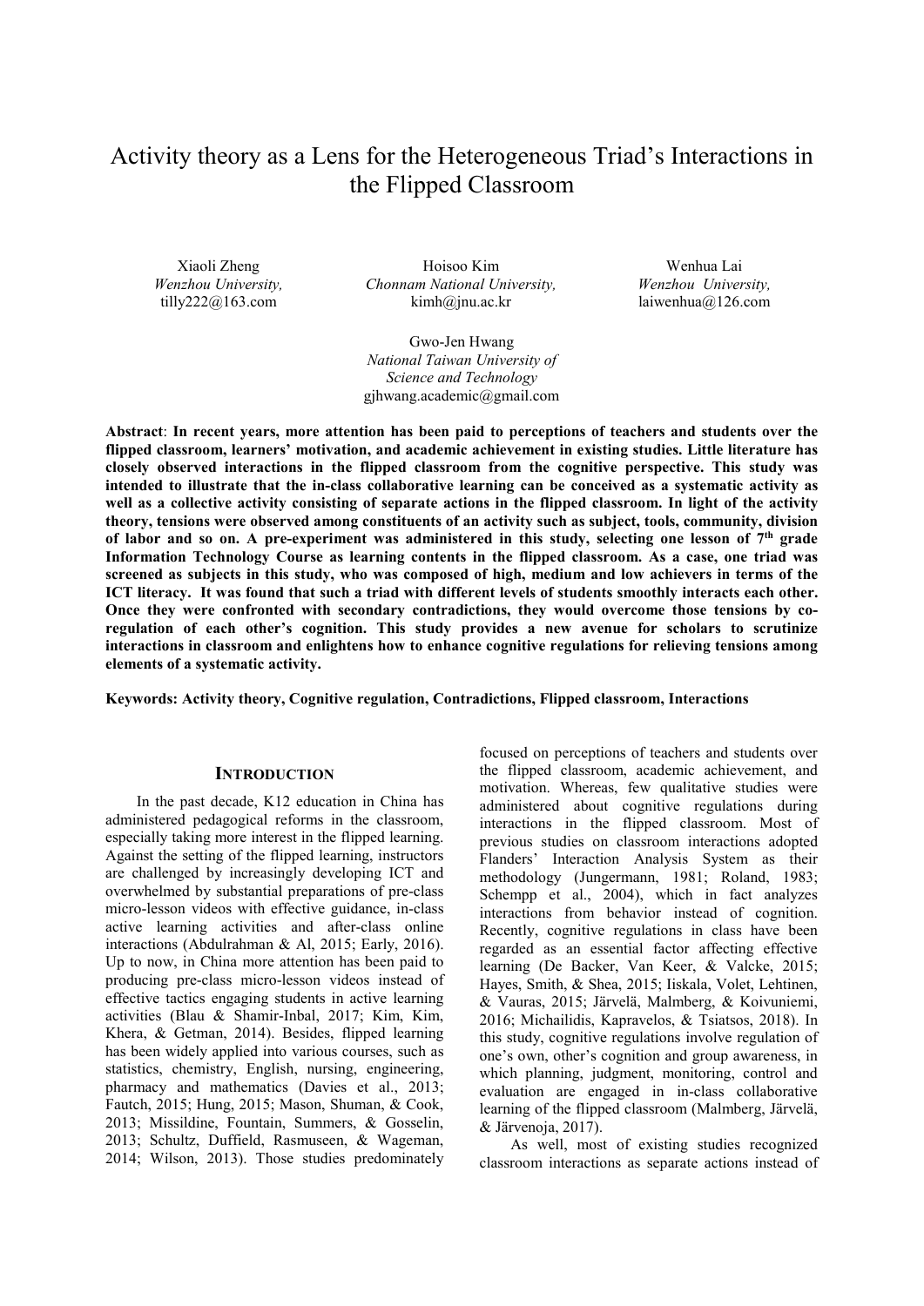# Activity theory as a Lens for the Heterogeneous Triad's Interactions in the Flipped Classroom

Xiaoli Zheng
*Wenzhou University,*
tilly222@163.com

Hoisoo Kim
*Chonnam National University,*
kimh@jnu.ac.kr

Wenhua Lai
*Wenzhou University,*
laiwenhua@126.com

Gwo-Jen Hwang
*National Taiwan University of Science and Technology*
gjhwang.academic@gmail.com

**Abstract**: **In recent years, more attention has been paid to perceptions of teachers and students over the flipped classroom, learners' motivation, and academic achievement in existing studies. Little literature has closely observed interactions in the flipped classroom from the cognitive perspective. This study was intended to illustrate that the in-class collaborative learning can be conceived as a systematic activity as well as a collective activity consisting of separate actions in the flipped classroom. In light of the activity theory, tensions were observed among constituents of an activity such as subject, tools, community, division of labor and so on. A pre-experiment was administered in this study, selecting one lesson of 7th grade Information Technology Course as learning contents in the flipped classroom. As a case, one triad was screened as subjects in this study, who was composed of high, medium and low achievers in terms of the ICT literacy. It was found that such a triad with different levels of students smoothly interacts each other. Once they were confronted with secondary contradictions, they would overcome those tensions by co-regulation of each other's cognition. This study provides a new avenue for scholars to scrutinize interactions in classroom and enlightens how to enhance cognitive regulations for relieving tensions among elements of a systematic activity.**

**Keywords: Activity theory, Cognitive regulation, Contradictions, Flipped classroom, Interactions**

## INTRODUCTION

In the past decade, K12 education in China has administered pedagogical reforms in the classroom, especially taking more interest in the flipped learning. Against the setting of the flipped learning, instructors are challenged by increasingly developing ICT and overwhelmed by substantial preparations of pre-class micro-lesson videos with effective guidance, in-class active learning activities and after-class online interactions (Abdulrahman & Al, 2015; Early, 2016). Up to now, in China more attention has been paid to producing pre-class micro-lesson videos instead of effective tactics engaging students in active learning activities (Blau & Shamir-Inbal, 2017; Kim, Kim, Khera, & Getman, 2014). Besides, flipped learning has been widely applied into various courses, such as statistics, chemistry, English, nursing, engineering, pharmacy and mathematics (Davies et al., 2013; Fautch, 2015; Hung, 2015; Mason, Shuman, & Cook, 2013; Missildine, Fountain, Summers, & Gosselin, 2013; Schultz, Duffield, Rasmuseen, & Wageman, 2014; Wilson, 2013). Those studies predominately focused on perceptions of teachers and students over the flipped classroom, academic achievement, and motivation. Whereas, few qualitative studies were administered about cognitive regulations during interactions in the flipped classroom. Most of previous studies on classroom interactions adopted Flanders' Interaction Analysis System as their methodology (Jungermann, 1981; Roland, 1983; Schempp et al., 2004), which in fact analyzes interactions from behavior instead of cognition. Recently, cognitive regulations in class have been regarded as an essential factor affecting effective learning (De Backer, Van Keer, & Valcke, 2015; Hayes, Smith, & Shea, 2015; Iiskala, Volet, Lehtinen, & Vauras, 2015; Järvelä, Malmberg, & Koivuniemi, 2016; Michailidis, Kapravelos, & Tsiatsos, 2018). In this study, cognitive regulations involve regulation of one's own, other's cognition and group awareness, in which planning, judgment, monitoring, control and evaluation are engaged in in-class collaborative learning of the flipped classroom (Malmberg, Järvelä, & Järvenoja, 2017).

As well, most of existing studies recognized classroom interactions as separate actions instead of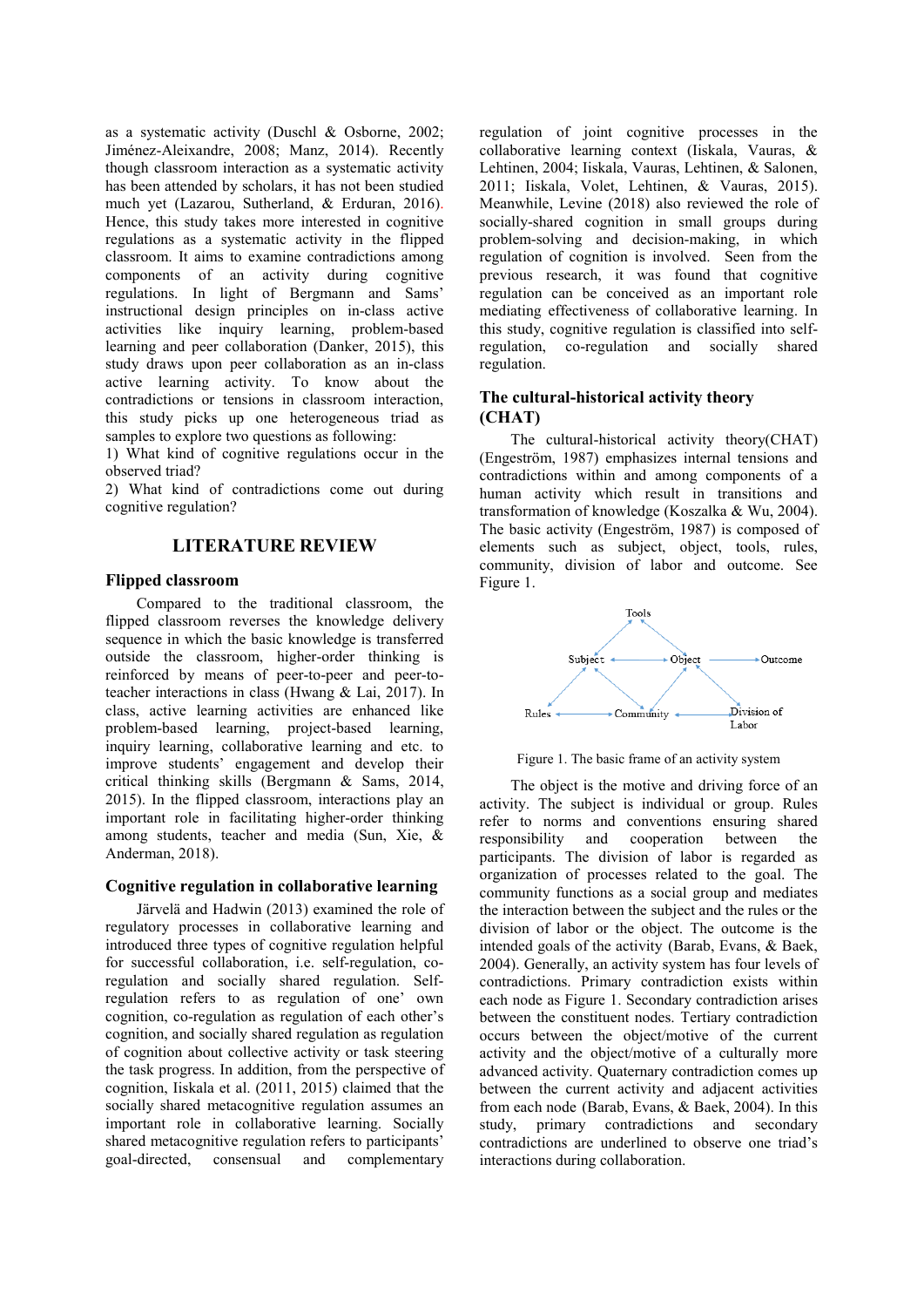as a systematic activity (Duschl & Osborne, 2002; Jiménez-Aleixandre, 2008; Manz, 2014). Recently though classroom interaction as a systematic activity has been attended by scholars, it has not been studied much yet (Lazarou, Sutherland, & Erduran, 2016). Hence, this study takes more interested in cognitive regulations as a systematic activity in the flipped classroom. It aims to examine contradictions among components of an activity during cognitive regulations. In light of Bergmann and Sams' instructional design principles on in-class active activities like inquiry learning, problem-based learning and peer collaboration (Danker, 2015), this study draws upon peer collaboration as an in-class active learning activity. To know about the contradictions or tensions in classroom interaction, this study picks up one heterogeneous triad as samples to explore two questions as following:

1) What kind of cognitive regulations occur in the observed triad?

2) What kind of contradictions come out during cognitive regulation?

## LITERATURE REVIEW

### Flipped classroom

Compared to the traditional classroom, the flipped classroom reverses the knowledge delivery sequence in which the basic knowledge is transferred outside the classroom, higher-order thinking is reinforced by means of peer-to-peer and peer-to-teacher interactions in class (Hwang & Lai, 2017). In class, active learning activities are enhanced like problem-based learning, project-based learning, inquiry learning, collaborative learning and etc. to improve students' engagement and develop their critical thinking skills (Bergmann & Sams, 2014, 2015). In the flipped classroom, interactions play an important role in facilitating higher-order thinking among students, teacher and media (Sun, Xie, & Anderman, 2018).

### Cognitive regulation in collaborative learning

Järvelä and Hadwin (2013) examined the role of regulatory processes in collaborative learning and introduced three types of cognitive regulation helpful for successful collaboration, i.e. self-regulation, co-regulation and socially shared regulation. Self-regulation refers to as regulation of one' own cognition, co-regulation as regulation of each other's cognition, and socially shared regulation as regulation of cognition about collective activity or task steering the task progress. In addition, from the perspective of cognition, Iiskala et al. (2011, 2015) claimed that the socially shared metacognitive regulation assumes an important role in collaborative learning. Socially shared metacognitive regulation refers to participants' goal-directed, consensual and complementary regulation of joint cognitive processes in the collaborative learning context (Iiskala, Vauras, & Lehtinen, 2004; Iiskala, Vauras, Lehtinen, & Salonen, 2011; Iiskala, Volet, Lehtinen, & Vauras, 2015). Meanwhile, Levine (2018) also reviewed the role of socially-shared cognition in small groups during problem-solving and decision-making, in which regulation of cognition is involved. Seen from the previous research, it was found that cognitive regulation can be conceived as an important role mediating effectiveness of collaborative learning. In this study, cognitive regulation is classified into self-regulation, co-regulation and socially shared regulation.

### The cultural-historical activity theory (CHAT)

The cultural-historical activity theory(CHAT) (Engeström, 1987) emphasizes internal tensions and contradictions within and among components of a human activity which result in transitions and transformation of knowledge (Koszalka & Wu, 2004). The basic activity (Engeström, 1987) is composed of elements such as subject, object, tools, rules, community, division of labor and outcome. See Figure 1.

Figure 1. The basic frame of an activity system

The object is the motive and driving force of an activity. The subject is individual or group. Rules refer to norms and conventions ensuring shared responsibility and cooperation between the participants. The division of labor is regarded as organization of processes related to the goal. The community functions as a social group and mediates the interaction between the subject and the rules or the division of labor or the object. The outcome is the intended goals of the activity (Barab, Evans, & Baek, 2004). Generally, an activity system has four levels of contradictions. Primary contradiction exists within each node as Figure 1. Secondary contradiction arises between the constituent nodes. Tertiary contradiction occurs between the object/motive of the current activity and the object/motive of a culturally more advanced activity. Quaternary contradiction comes up between the current activity and adjacent activities from each node (Barab, Evans, & Baek, 2004). In this study, primary and secondary contradictions are underlined to observe one triad's interactions during collaboration.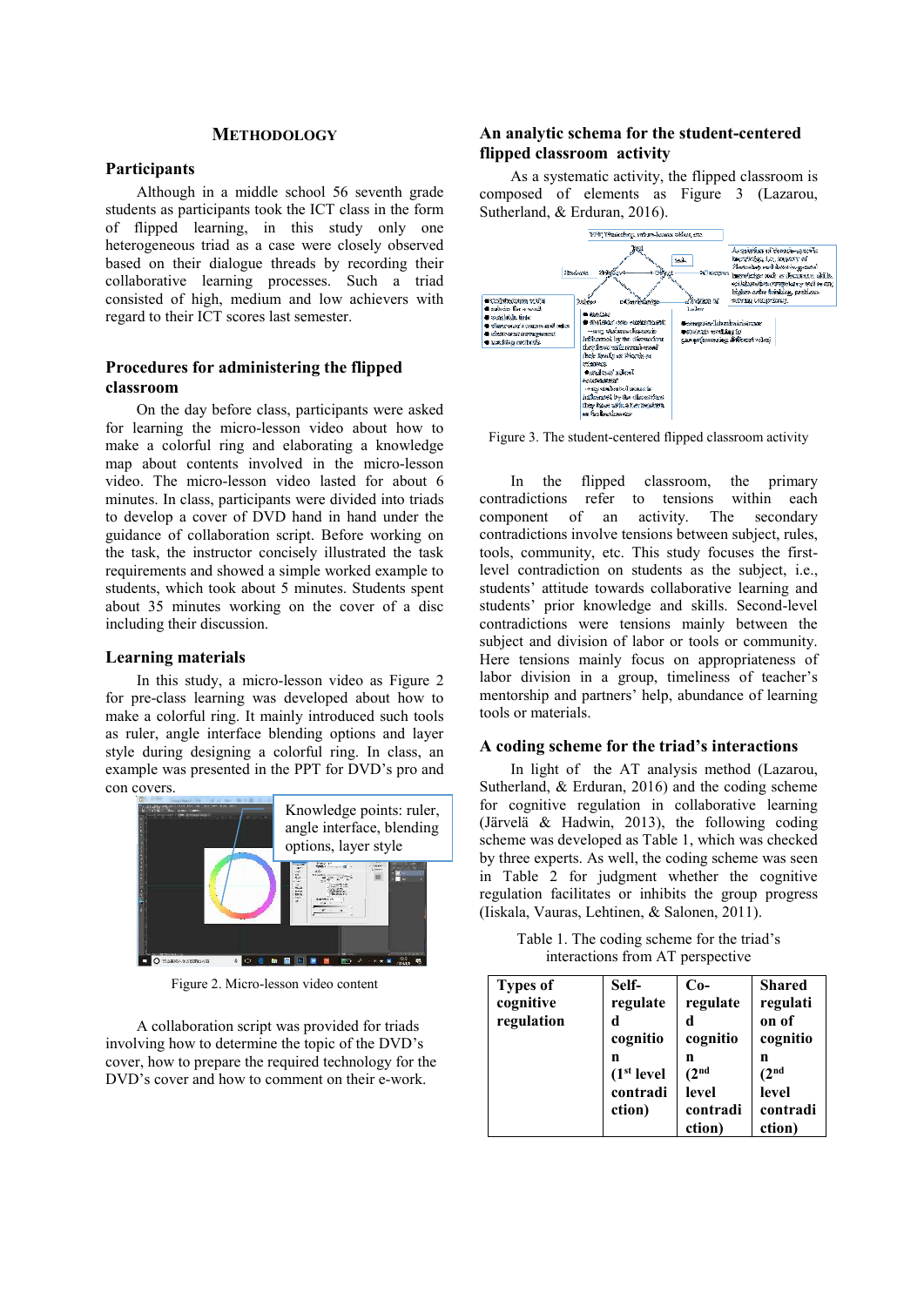## METHODOLOGY

### Participants

Although in a middle school 56 seventh grade students as participants took the ICT class in the form of flipped learning, in this study only one heterogeneous triad as a case were closely observed based on their dialogue threads by recording their collaborative learning processes. Such a triad consisted of high, medium and low achievers with regard to their ICT scores last semester.

### Procedures for administering the flipped classroom

On the day before class, participants were asked for learning the micro-lesson video about how to make a colorful ring and elaborating a knowledge map about contents involved in the micro-lesson video. The micro-lesson video lasted for about 6 minutes. In class, participants were divided into triads to develop a cover of DVD hand in hand under the guidance of collaboration script. Before working on the task, the instructor concisely illustrated the task requirements and showed a simple worked example to students, which took about 5 minutes. Students spent about 35 minutes working on the cover of a disc including their discussion.

### Learning materials

In this study, a micro-lesson video as Figure 2 for pre-class learning was developed about how to make a colorful ring. It mainly introduced such tools as ruler, angle interface blending options and layer style during designing a colorful ring. In class, an example was presented in the PPT for DVD's pro and con covers.

Knowledge points: ruler, angle interface, blending options, layer style

Figure 2. Micro-lesson video content

A collaboration script was provided for triads involving how to determine the topic of the DVD's cover, how to prepare the required technology for the DVD's cover and how to comment on their e-work.

### An analytic schema for the student-centered flipped classroom activity

As a systematic activity, the flipped classroom is composed of elements as Figure 3 (Lazarou, Sutherland, & Erduran, 2016).

Figure 3. The student-centered flipped classroom activity

In the flipped classroom, the primary contradictions refer to tensions within each component of an activity. The secondary contradictions involve tensions between subject, rules, tools, community, etc. This study focuses the first-level contradiction on students as the subject, i.e., students' attitude towards collaborative learning and students' prior knowledge and skills. Second-level contradictions were tensions mainly between the subject and division of labor or tools or community. Here tensions mainly focus on appropriateness of labor division in a group, timeliness of teacher's mentorship and partners' help, abundance of learning tools or materials.

### A coding scheme for the triad's interactions

In light of the AT analysis method (Lazarou, Sutherland, & Erduran, 2016) and the coding scheme for cognitive regulation in collaborative learning (Järvelä & Hadwin, 2013), the following coding scheme was developed as Table 1, which was checked by three experts. As well, the coding scheme was seen in Table 2 for judgment whether the cognitive regulation facilitates or inhibits the group progress (Iiskala, Vauras, Lehtinen, & Salonen, 2011).

Table 1. The coding scheme for the triad's interactions from AT perspective

| Types of cognitive regulation | Self-regulated cognition (1st level contradiction) | Co-regulated cognition (2nd level contradiction) | Shared regulation of cognition (2nd level contradiction) |
|---|---|---|---|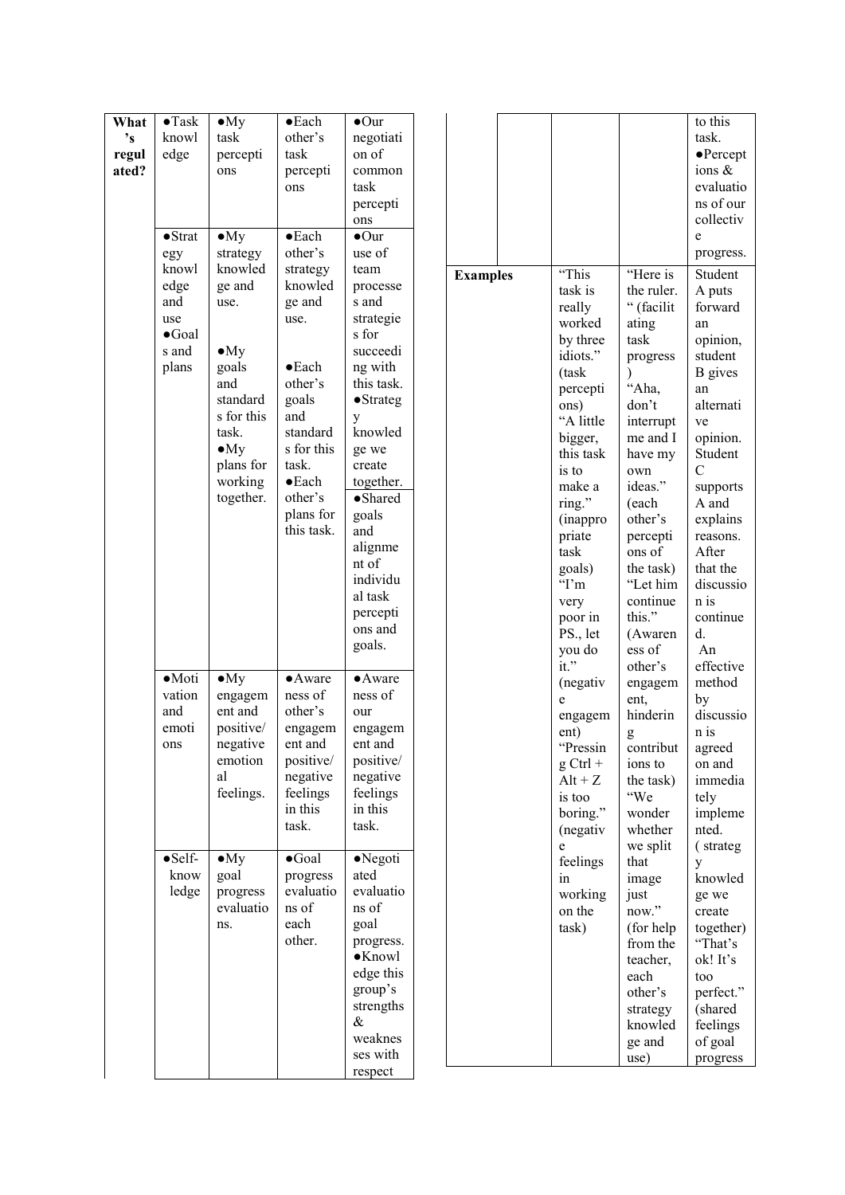| What's regulated? | | | | |
|---|---|---|---|---|
| | ●Task knowledge | ●My task perceptions | ●Each other's task perceptions | ●Our negotiation of common task perceptions |
| | ●Strategy knowledge and use<br>●Goals and plans | ●My strategy knowledge and use.<br>●My goals and standards for this task.<br>●My plans for working together. | ●Each other's strategy knowledge and use.<br>●Each other's goals and standards for this task.<br>●Each other's plans for this task. | ●Our use of team processes and strategies for succeeding with this task.<br>●Strategy knowledge we create together.<br>●Shared goals and alignment of individual task perceptions and goals. |
| | ●Motivation and emotions | ●My engagement and positive/negative emotional feelings. | ●Awareness of other's engagement and positive/negative feelings in this task. | ●Awareness of our engagement and positive/negative feelings in this task. |
| | ●Self-knowledge | ●My goal progress evaluations. | ●Goal progress evaluations of each other. | ●Negotiated evaluations of goal progress.<br>●Knowledge this group's strengths & weaknesses with respect to this task.<br>●Perceptions & evaluations of our collective progress. |
| Examples | | "This task is really worked by three idiots." (task perceptions)<br>"A little bigger, this task is to make a ring." (inappropriate task goals)<br>"I'm very poor in PS., let you do it." (negative engagement)<br>"Pressing Ctrl + Alt + Z is too boring." (negative feelings in working on the task) | "Here is the ruler. " (facilitating task progress)<br>"Aha, don't interrupt me and I have my own ideas." (each other's perceptions of the task)<br>"Let him continue this." (Awareness of other's engagement, hindering contributions to the task)<br>"We wonder whether we split that image just now." (for help from the teacher, each other's strategy knowledge and use) | Student A puts forward an opinion, student B gives an alternative opinion. Student C supports A and explains reasons. After that the discussion is continued.<br>An effective method by discussion is agreed on and immediately implemented. ( strategy knowledge we create together)<br>"That's ok! It's too perfect." (shared feelings of goal progress |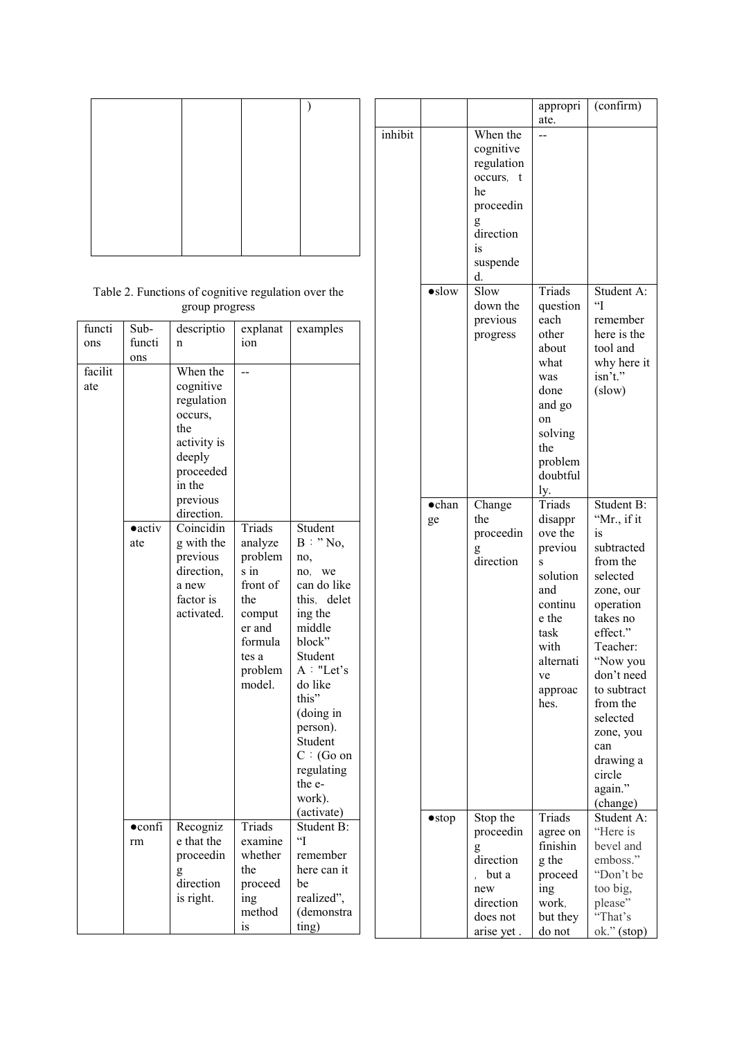| | | | ) |
|---|---|---|---|
| | | | |

Table 2. Functions of cognitive regulation over the group progress

| functions | Sub-functions | description | explanation | examples |
|---|---|---|---|---|
| facilitate | | When the cognitive regulation occurs, the activity is deeply proceeded in the previous direction. | -- | |
| | ●activate | Coinciding with the previous direction, a new factor is activated. | Triads analyze problems in front of the computer and formulates a problem model. | Student B：” No, no, no，we can do like this，deleting the middle block” Student A："Let's do like this” (doing in person). Student C：(Go on regulating the e-work). (activate) |
| | ●confirm | Recognize that the proceeding direction is right. | Triads examine whether the proceeding method is appropriate. | Student B: “I remember here can it be realized”, (demonstrating) (confirm) |
| inhibit | | When the cognitive regulation occurs，the proceeding direction is suspended. | -- | |
| | ●slow | Slow down the previous progress | Triads question each other about what was done and go on solving the problem doubtfully. | Student A: “I remember here is the tool and why here it isn’t.” (slow) |
| | ●change | Change the proceeding direction | Triads disapprove the previous solution and continue the task with alternative approaches. | Student B: “Mr., if it is subtracted from the selected zone, our operation takes no effect.” Teacher: “Now you don’t need to subtract from the selected zone, you can drawing a circle again.” (change) |
| | ●stop | Stop the proceeding direction，but a new direction does not arise yet . | Triads agree on finishing the proceeding work，but they do not | Student A: “Here is bevel and emboss.” “Don’t be too big, please” “That’s ok.” (stop) |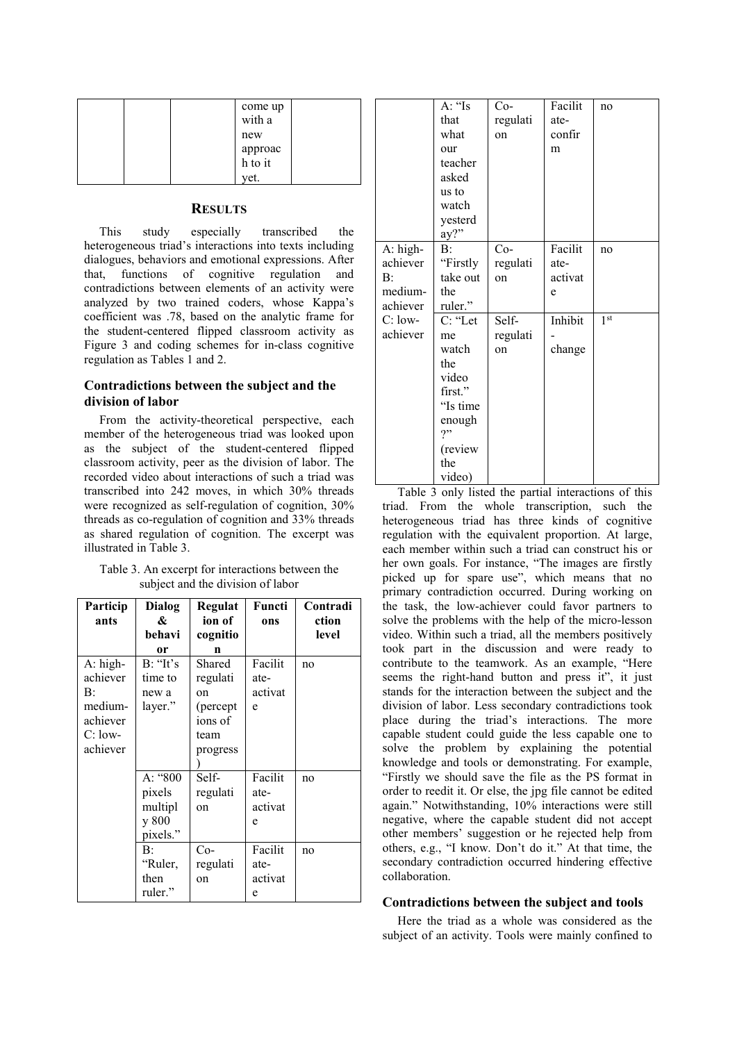| | | | come up with a new approach to it yet. | |
|---|---|---|---|---|

## RESULTS

This study especially transcribed the heterogeneous triad's interactions into texts including dialogues, behaviors and emotional expressions. After that, functions of cognitive regulation and contradictions between elements of an activity were analyzed by two trained coders, whose Kappa's coefficient was .78, based on the analytic frame for the student-centered flipped classroom activity as Figure 3 and coding schemes for in-class cognitive regulation as Tables 1 and 2.

### Contradictions between the subject and the division of labor

From the activity-theoretical perspective, each member of the heterogeneous triad was looked upon as the subject of the student-centered flipped classroom activity, peer as the division of labor. The recorded video about interactions of such a triad was transcribed into 242 moves, in which 30% threads were recognized as self-regulation of cognition, 30% threads as co-regulation of cognition and 33% threads as shared regulation of cognition. The excerpt was illustrated in Table 3.

Table 3. An excerpt for interactions between the subject and the division of labor

| Participants | Dialog & behavior | Regulation of cognition | Functions | Contradiction level |
|---|---|---|---|---|
| A: high-achiever B: medium-achiever C: low-achiever | B: "It's time to new a layer." | Shared regulation (perceptions of team progress) | Facilitate-activate | no |
| | A: "800 pixels multiply 800 pixels." | Self-regulation | Facilitate-activate | no |
| | B: "Ruler, then ruler." | Co-regulation | Facilitate-activate | no |
| | A: "Is that what our teacher asked us to watch yesterday?" | Co-regulation | Facilitate-confirm | no |
| A: high-achiever B: medium-achiever C: low-achiever | B: "Firstly take out the ruler." | Co-regulation | Facilitate-activate | no |
| | C: "Let me watch the video first." "Is time enough?" (review the video) | Self-regulation | Inhibit-change | 1st |

Table 3 only listed the partial interactions of this triad. From the whole transcription, such the heterogeneous triad has three kinds of cognitive regulation with the equivalent proportion. At large, each member within such a triad can construct his or her own goals. For instance, "The images are firstly picked up for spare use", which means that no primary contradiction occurred. During working on the task, the low-achiever could favor partners to solve the problems with the help of the micro-lesson video. Within such a triad, all the members positively took part in the discussion and were ready to contribute to the teamwork. As an example, "Here seems the right-hand button and press it", it just stands for the interaction between the subject and the division of labor. Less secondary contradictions took place during the triad's interactions. The more capable student could guide the less capable one to solve the problem by explaining the potential knowledge and tools or demonstrating. "Firstly we should save the file as the PS format in order to reedit it. Or else, the jpg file cannot be edited again." Notwithstanding, 10% interactions were still negative, where the capable student did not accept other members' suggestion or he rejected help from others, e.g., "I know. Don't do it." At that time, the secondary contradiction occurred hindering effective collaboration.

### Contradictions between the subject and tools

Here the triad as a whole was considered as the subject of an activity. Tools were mainly confined to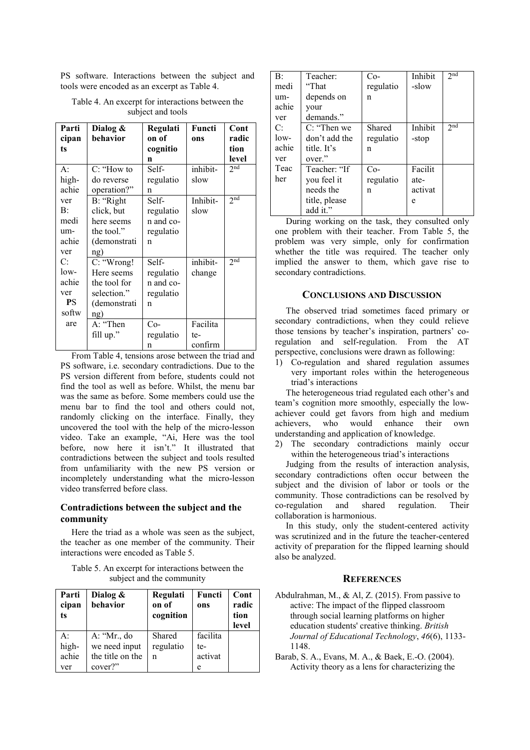PS software. Interactions between the subject and tools were encoded as an excerpt as Table 4.

Table 4. An excerpt for interactions between the subject and tools

| Participants | Dialog & behavior | Regulation of cognition | Functions | Contradiction level |
|---|---|---|---|---|
| A: high-achiever<br>B: medium-achiever<br>C: low-achiever<br>**PS** software | C: "How to do reverse operation?" | Self-regulation | inhibit-slow | 2nd |
| | B: "Right click, but here seems the tool." (demonstrating) | Self-regulation and co-regulation | Inhibit-slow | 2nd |
| | C: "Wrong! Here seems the tool for selection." (demonstrating) | Self-regulation and co-regulation | inhibit-change | 2nd |
| | A: "Then fill up." | Co-regulation | Facilitate-confirm | |

From Table 4, tensions arose between the triad and PS software, i.e. secondary contradictions. Due to the PS version different from before, students could not find the tool as well as before. Whilst, the menu bar was the same as before. Some members could use the menu bar to find the tool and others could not, randomly clicking on the interface. Finally, they uncovered the tool with the help of the micro-lesson video. Take an example, "Ai, Here was the tool before, now here it isn't." It illustrated that contradictions between the subject and tools resulted from unfamiliarity with the new PS version or incompletely understanding what the micro-lesson video transferred before class.

### Contradictions between the subject and the community

Here the triad as a whole was seen as the subject, the teacher as one member of the community. Their interactions were encoded as Table 5.

Table 5. An excerpt for interactions between the subject and the community

| Participants | Dialog & behavior | Regulation of cognition | Functions | Contradiction level |
|---|---|---|---|---|
| A: high-achiever<br>B: medium-achiever<br>C: low-achiever<br>Teacher | A: "Mr., do we need input the title on the cover?" | Shared regulation | facilitate-activate | |
| | Teacher: "That depends on your demands." | Co-regulation | Inhibit-slow | 2nd |
| | C: "Then we don't add the title. It's over." | Shared regulation | Inhibit-stop | 2nd |
| | Teacher: "If you feel it needs the title, please add it." | Co-regulation | Facilitate-activate | |

During working on the task, they consulted only one problem with their teacher. From Table 5, the problem was very simple, only for confirmation whether the title was required. The teacher only implied the answer to them, which gave rise to secondary contradictions.

## Conclusions and Discussion

The observed triad sometimes faced primary or secondary contradictions, when they could relieve those tensions by teacher's inspiration, partners' co-regulation and self-regulation. From the AT perspective, conclusions were drawn as following:

1) Co-regulation and shared regulation assumes very important roles within the heterogeneous triad's interactions

The heterogeneous triad regulated each other's and team's cognition more smoothly, especially the low-achiever could get favors from high and medium achievers, who would enhance their own understanding and application of knowledge.

2) The secondary contradictions mainly occur within the heterogeneous triad's interactions

Judging from the results of interaction analysis, secondary contradictions often occur between the subject and the division of labor or tools or the community. Those contradictions can be resolved by co-regulation and shared regulation. Their collaboration is harmonious.

In this study, only the student-centered activity was scrutinized and in the future the teacher-centered activity of preparation for the flipped learning should also be analyzed.

## References

Abdulrahman, M., & Al, Z. (2015). From passive to active: The impact of the flipped classroom through social learning platforms on higher education students' creative thinking. *British Journal of Educational Technology*, *46*(6), 1133-1148.

Barab, S. A., Evans, M. A., & Baek, E.-O. (2004). Activity theory as a lens for characterizing the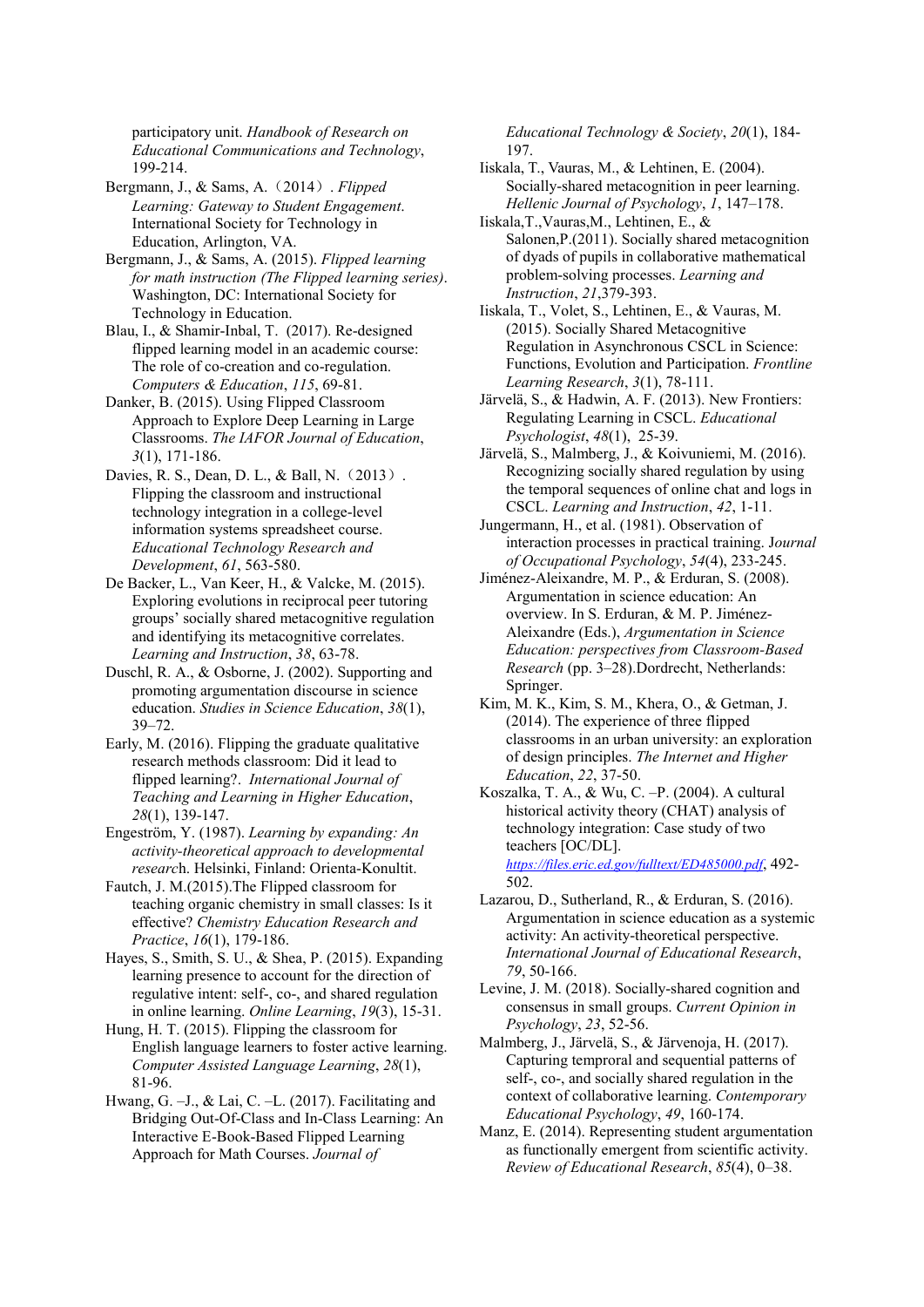participatory unit. *Handbook of Research on Educational Communications and Technology*, 199-214.

Bergmann, J., & Sams, A.（2014）. *Flipped Learning: Gateway to Student Engagement*. International Society for Technology in Education, Arlington, VA.

Bergmann, J., & Sams, A. (2015). *Flipped learning for math instruction (The Flipped learning series)*. Washington, DC: International Society for Technology in Education.

Blau, I., & Shamir-Inbal, T. (2017). Re-designed flipped learning model in an academic course: The role of co-creation and co-regulation. *Computers & Education*, *115*, 69-81.

Danker, B. (2015). Using Flipped Classroom Approach to Explore Deep Learning in Large Classrooms. *The IAFOR Journal of Education*, *3*(1), 171-186.

Davies, R. S., Dean, D. L., & Ball, N.（2013）. Flipping the classroom and instructional technology integration in a college-level information systems spreadsheet course. *Educational Technology Research and Development*, *61*, 563-580.

De Backer, L., Van Keer, H., & Valcke, M. (2015). Exploring evolutions in reciprocal peer tutoring groups' socially shared metacognitive regulation and identifying its metacognitive correlates. *Learning and Instruction*, *38*, 63-78.

Duschl, R. A., & Osborne, J. (2002). Supporting and promoting argumentation discourse in science education. *Studies in Science Education*, *38*(1), 39–72.

Early, M. (2016). Flipping the graduate qualitative research methods classroom: Did it lead to flipped learning?. *International Journal of Teaching and Learning in Higher Education*, *28*(1), 139-147.

Engeström, Y. (1987). *Learning by expanding: An activity-theoretical approach to developmental research*. Helsinki, Finland: Orienta-Konultit.

Fautch, J. M.(2015).The Flipped classroom for teaching organic chemistry in small classes: Is it effective? *Chemistry Education Research and Practice*, *16*(1), 179-186.

Hayes, S., Smith, S. U., & Shea, P. (2015). Expanding learning presence to account for the direction of regulative intent: self-, co-, and shared regulation in online learning. *Online Learning*, *19*(3), 15-31.

Hung, H. T. (2015). Flipping the classroom for English language learners to foster active learning. *Computer Assisted Language Learning*, *28*(1), 81-96.

Hwang, G. –J., & Lai, C. –L. (2017). Facilitating and Bridging Out-Of-Class and In-Class Learning: An Interactive E-Book-Based Flipped Learning Approach for Math Courses. *Journal of Educational Technology & Society*, *20*(1), 184-197.

Iiskala, T., Vauras, M., & Lehtinen, E. (2004). Socially-shared metacognition in peer learning. *Hellenic Journal of Psychology*, *1*, 147–178.

Iiskala,T.,Vauras,M., Lehtinen, E., & Salonen,P.(2011). Socially shared metacognition of dyads of pupils in collaborative mathematical problem-solving processes. *Learning and Instruction*, *21*,379-393.

Iiskala, T., Volet, S., Lehtinen, E., & Vauras, M. (2015). Socially Shared Metacognitive Regulation in Asynchronous CSCL in Science: Functions, Evolution and Participation. *Frontline Learning Research*, *3*(1), 78-111.

Järvelä, S., & Hadwin, A. F. (2013). New Frontiers: Regulating Learning in CSCL. *Educational Psychologist*, *48*(1), 25-39.

Järvelä, S., Malmberg, J., & Koivuniemi, M. (2016). Recognizing socially shared regulation by using the temporal sequences of online chat and logs in CSCL. *Learning and Instruction*, *42*, 1-11.

Jungermann, H., et al. (1981). Observation of interaction processes in practical training. *Journal of Occupational Psychology*, *54*(4), 233-245.

Jiménez-Aleixandre, M. P., & Erduran, S. (2008). Argumentation in science education: An overview. In S. Erduran, & M. P. Jiménez-Aleixandre (Eds.), *Argumentation in Science Education: perspectives from Classroom-Based Research* (pp. 3–28).Dordrecht, Netherlands: Springer.

Kim, M. K., Kim, S. M., Khera, O., & Getman, J. (2014). The experience of three flipped classrooms in an urban university: an exploration of design principles. *The Internet and Higher Education*, *22*, 37-50.

Koszalka, T. A., & Wu, C. –P. (2004). A cultural historical activity theory (CHAT) analysis of technology integration: Case study of two teachers [OC/DL]. *https://files.eric.ed.gov/fulltext/ED485000.pdf*, 492-502.

Lazarou, D., Sutherland, R., & Erduran, S. (2016). Argumentation in science education as a systemic activity: An activity-theoretical perspective. *International Journal of Educational Research*, *79*, 50-166.

Levine, J. M. (2018). Socially-shared cognition and consensus in small groups. *Current Opinion in Psychology*, *23*, 52-56.

Malmberg, J., Järvelä, S., & Järvenoja, H. (2017). Capturing temproral and sequential patterns of self-, co-, and socially shared regulation in the context of collaborative learning. *Contemporary Educational Psychology*, *49*, 160-174.

Manz, E. (2014). Representing student argumentation as functionally emergent from scientific activity. *Review of Educational Research*, *85*(4), 0–38.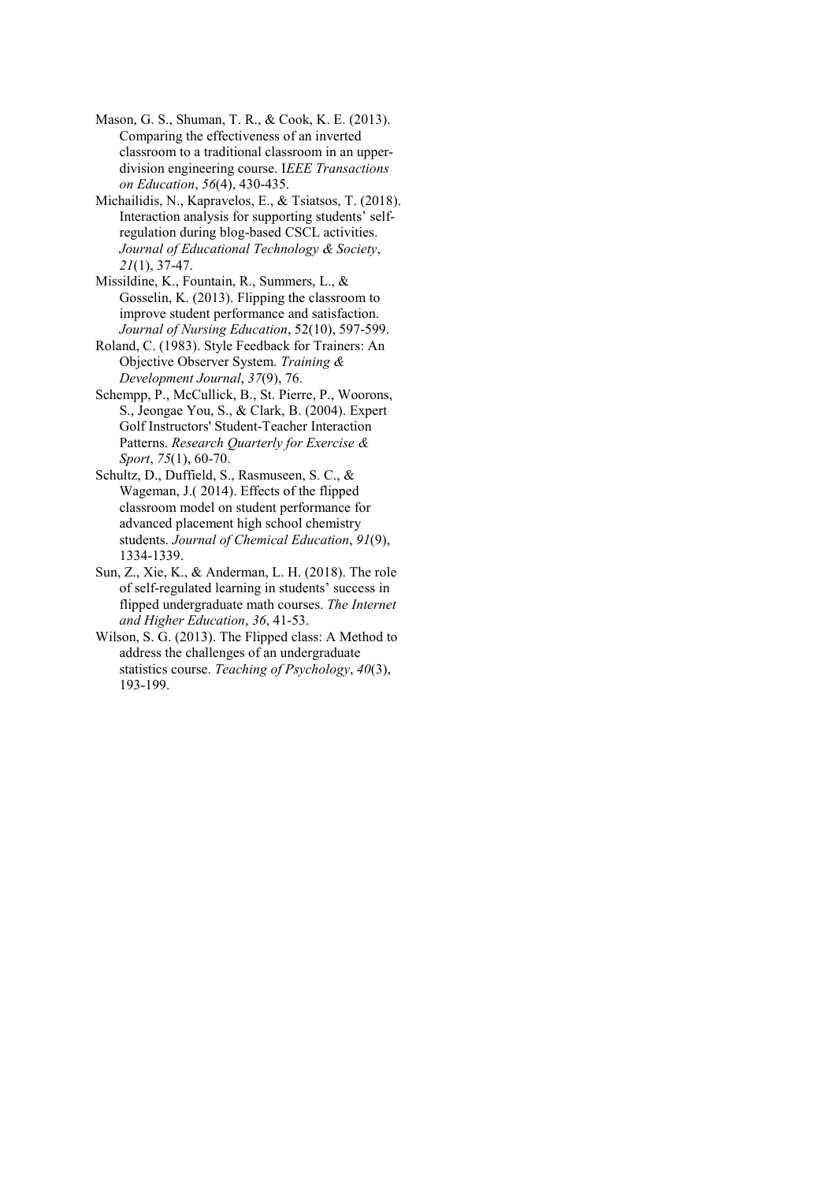Mason, G. S., Shuman, T. R., & Cook, K. E. (2013). Comparing the effectiveness of an inverted classroom to a traditional classroom in an upper-division engineering course. I*EEE Transactions on Education*, *56*(4), 430-435.

Michailidis, N., Kapravelos, E., & Tsiatsos, T. (2018). Interaction analysis for supporting students' self-regulation during blog-based CSCL activities. *Journal of Educational Technology & Society*, *21*(1), 37-47.

Missildine, K., Fountain, R., Summers, L., & Gosselin, K. (2013). Flipping the classroom to improve student performance and satisfaction. *Journal of Nursing Education*, 52(10), 597-599.

Roland, C. (1983). Style Feedback for Trainers: An Objective Observer System. *Training & Development Journal*, *37*(9), 76.

Schempp, P., McCullick, B., St. Pierre, P., Woorons, S., Jeongae You, S., & Clark, B. (2004). Expert Golf Instructors' Student-Teacher Interaction Patterns. *Research Quarterly for Exercise & Sport*, *75*(1), 60-70.

Schultz, D., Duffield, S., Rasmuseen, S. C., & Wageman, J.( 2014). Effects of the flipped classroom model on student performance for advanced placement high school chemistry students. *Journal of Chemical Education*, *91*(9), 1334-1339.

Sun, Z., Xie, K., & Anderman, L. H. (2018). The role of self-regulated learning in students' success in flipped undergraduate math courses. *The Internet and Higher Education*, *36*, 41-53.

Wilson, S. G. (2013). The Flipped class: A Method to address the challenges of an undergraduate statistics course. *Teaching of Psychology*, *40*(3), 193-199.